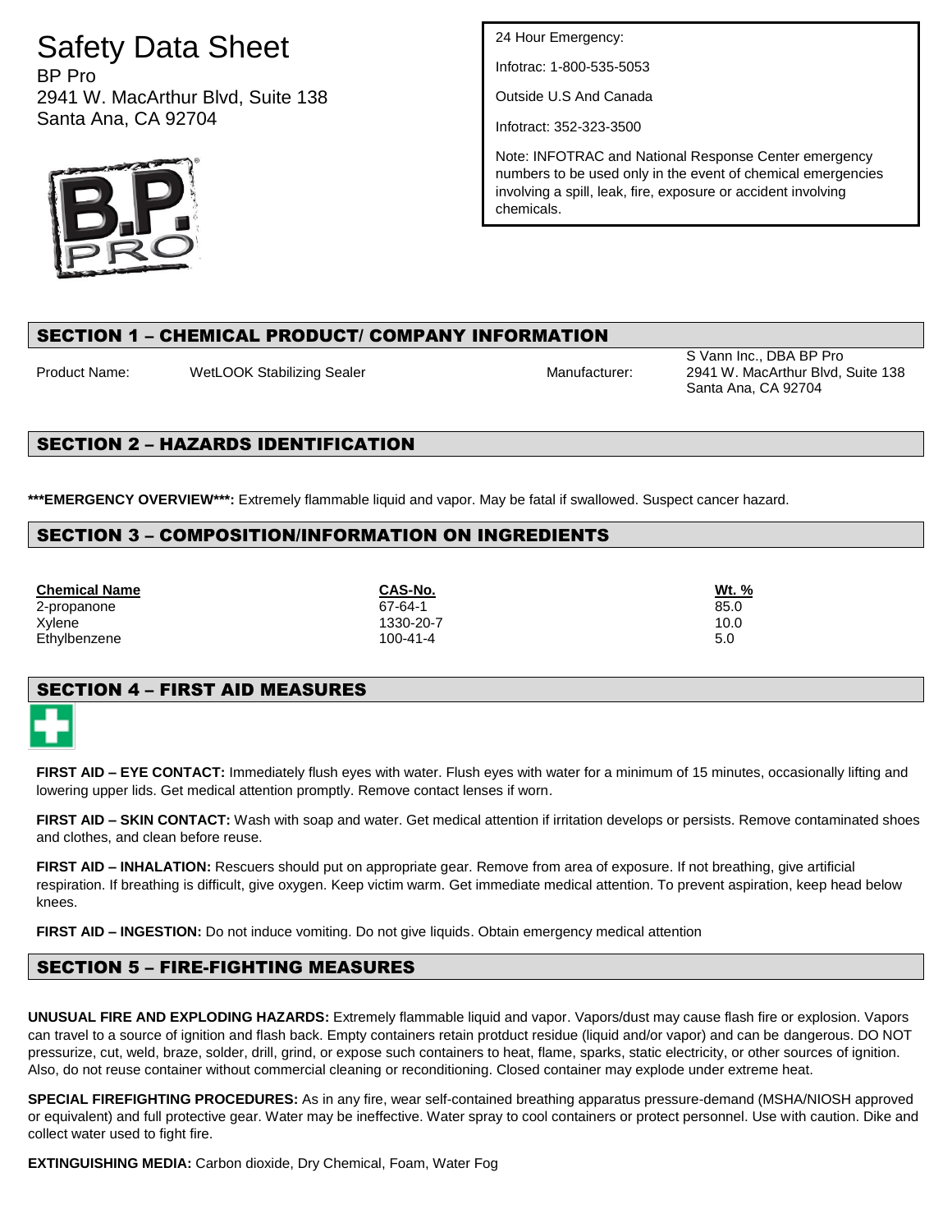# Safety Data Sheet

BP Pro
2941 W. MacArthur Blvd, Suite 138
Santa Ana, CA 92704

24 Hour Emergency:

Infotrac: 1-800-535-5053

Outside U.S And Canada

Infotract: 352-323-3500

Note: INFOTRAC and National Response Center emergency numbers to be used only in the event of chemical emergencies involving a spill, leak, fire, exposure or accident involving chemicals.

## SECTION 1 – CHEMICAL PRODUCT/ COMPANY INFORMATION

Product Name: WetLOOK Stabilizing Sealer

Manufacturer: S Vann Inc., DBA BP Pro
2941 W. MacArthur Blvd, Suite 138
Santa Ana, CA 92704

## SECTION 2 – HAZARDS IDENTIFICATION

**\*\*\*EMERGENCY OVERVIEW\*\*\*:** Extremely flammable liquid and vapor. May be fatal if swallowed. Suspect cancer hazard.

## SECTION 3 – COMPOSITION/INFORMATION ON INGREDIENTS

| Chemical Name | CAS-No. | Wt. % |
|---|---|---|
| 2-propanone | 67-64-1 | 85.0 |
| Xylene | 1330-20-7 | 10.0 |
| Ethylbenzene | 100-41-4 | 5.0 |

## SECTION 4 – FIRST AID MEASURES

**FIRST AID – EYE CONTACT:** Immediately flush eyes with water. Flush eyes with water for a minimum of 15 minutes, occasionally lifting and lowering upper lids. Get medical attention promptly. Remove contact lenses if worn.

**FIRST AID – SKIN CONTACT:** Wash with soap and water. Get medical attention if irritation develops or persists. Remove contaminated shoes and clothes, and clean before reuse.

**FIRST AID – INHALATION:** Rescuers should put on appropriate gear. Remove from area of exposure. If not breathing, give artificial respiration. If breathing is difficult, give oxygen. Keep victim warm. Get immediate medical attention. To prevent aspiration, keep head below knees.

**FIRST AID – INGESTION:** Do not induce vomiting. Do not give liquids. Obtain emergency medical attention

## SECTION 5 – FIRE-FIGHTING MEASURES

**UNUSUAL FIRE AND EXPLODING HAZARDS:** Extremely flammable liquid and vapor. Vapors/dust may cause flash fire or explosion. Vapors can travel to a source of ignition and flash back. Empty containers retain protduct residue (liquid and/or vapor) and can be dangerous. DO NOT pressurize, cut, weld, braze, solder, drill, grind, or expose such containers to heat, flame, sparks, static electricity, or other sources of ignition. Also, do not reuse container without commercial cleaning or reconditioning. Closed container may explode under extreme heat.

**SPECIAL FIREFIGHTING PROCEDURES:** As in any fire, wear self-contained breathing apparatus pressure-demand (MSHA/NIOSH approved or equivalent) and full protective gear. Water may be ineffective. Water spray to cool containers or protect personnel. Use with caution. Dike and collect water used to fight fire.

**EXTINGUISHING MEDIA:** Carbon dioxide, Dry Chemical, Foam, Water Fog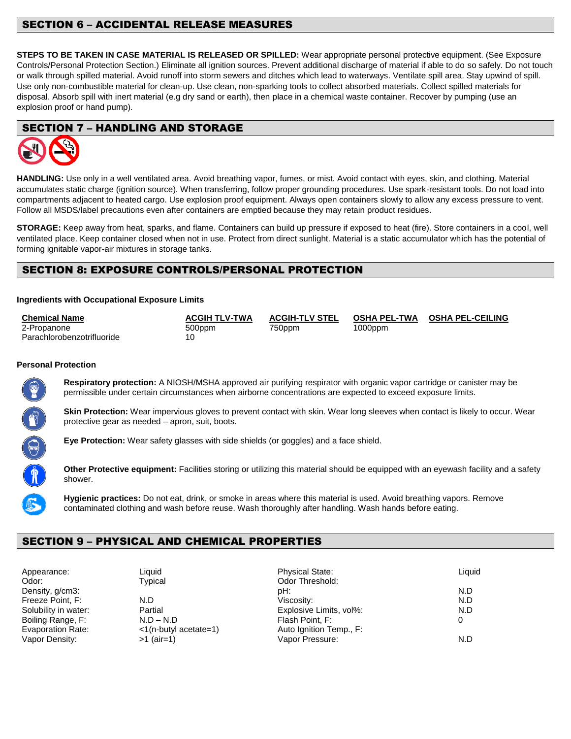## SECTION 6 – ACCIDENTAL RELEASE MEASURES

**STEPS TO BE TAKEN IN CASE MATERIAL IS RELEASED OR SPILLED:** Wear appropriate personal protective equipment. (See Exposure Controls/Personal Protection Section.) Eliminate all ignition sources. Prevent additional discharge of material if able to do so safely. Do not touch or walk through spilled material. Avoid runoff into storm sewers and ditches which lead to waterways. Ventilate spill area. Stay upwind of spill. Use only non-combustible material for clean-up. Use clean, non-sparking tools to collect absorbed materials. Collect spilled materials for disposal. Absorb spill with inert material (e.g dry sand or earth), then place in a chemical waste container. Recover by pumping (use an explosion proof or hand pump).

## SECTION 7 – HANDLING AND STORAGE

**HANDLING:** Use only in a well ventilated area. Avoid breathing vapor, fumes, or mist. Avoid contact with eyes, skin, and clothing. Material accumulates static charge (ignition source). When transferring, follow proper grounding procedures. Use spark-resistant tools. Do not load into compartments adjacent to heated cargo. Use explosion proof equipment. Always open containers slowly to allow any excess pressure to vent. Follow all MSDS/label precautions even after containers are emptied because they may retain product residues.

**STORAGE:** Keep away from heat, sparks, and flame. Containers can build up pressure if exposed to heat (fire). Store containers in a cool, well ventilated place. Keep container closed when not in use. Protect from direct sunlight. Material is a static accumulator which has the potential of forming ignitable vapor-air mixtures in storage tanks.

## SECTION 8: EXPOSURE CONTROLS/PERSONAL PROTECTION

**Ingredients with Occupational Exposure Limits**

| Chemical Name | ACGIH TLV-TWA | ACGIH-TLV STEL | OSHA PEL-TWA | OSHA PEL-CEILING |
|---|---|---|---|---|
| 2-Propanone | 500ppm | 750ppm | 1000ppm | |
| Parachlorobenzotrifluoride | 10 | | | |

**Personal Protection**

**Respiratory protection:** A NIOSH/MSHA approved air purifying respirator with organic vapor cartridge or canister may be permissible under certain circumstances when airborne concentrations are expected to exceed exposure limits.

**Skin Protection:** Wear impervious gloves to prevent contact with skin. Wear long sleeves when contact is likely to occur. Wear protective gear as needed – apron, suit, boots.

**Eye Protection:** Wear safety glasses with side shields (or goggles) and a face shield.

**Other Protective equipment:** Facilities storing or utilizing this material should be equipped with an eyewash facility and a safety shower.

**Hygienic practices:** Do not eat, drink, or smoke in areas where this material is used. Avoid breathing vapors. Remove contaminated clothing and wash before reuse. Wash thoroughly after handling. Wash hands before eating.

## SECTION 9 – PHYSICAL AND CHEMICAL PROPERTIES

| Property | Value | Property | Value |
|---|---|---|---|
| Appearance: | Liquid | Physical State: | Liquid |
| Odor: | Typical | Odor Threshold: | |
| Density, g/cm3: | | pH: | N.D |
| Freeze Point, F: | N.D | Viscosity: | N.D |
| Solubility in water: | Partial | Explosive Limits, vol%: | N.D |
| Boiling Range, F: | N.D – N.D | Flash Point, F: | 0 |
| Evaporation Rate: | <1(n-butyl acetate=1) | Auto Ignition Temp., F: | |
| Vapor Density: | >1 (air=1) | Vapor Pressure: | N.D |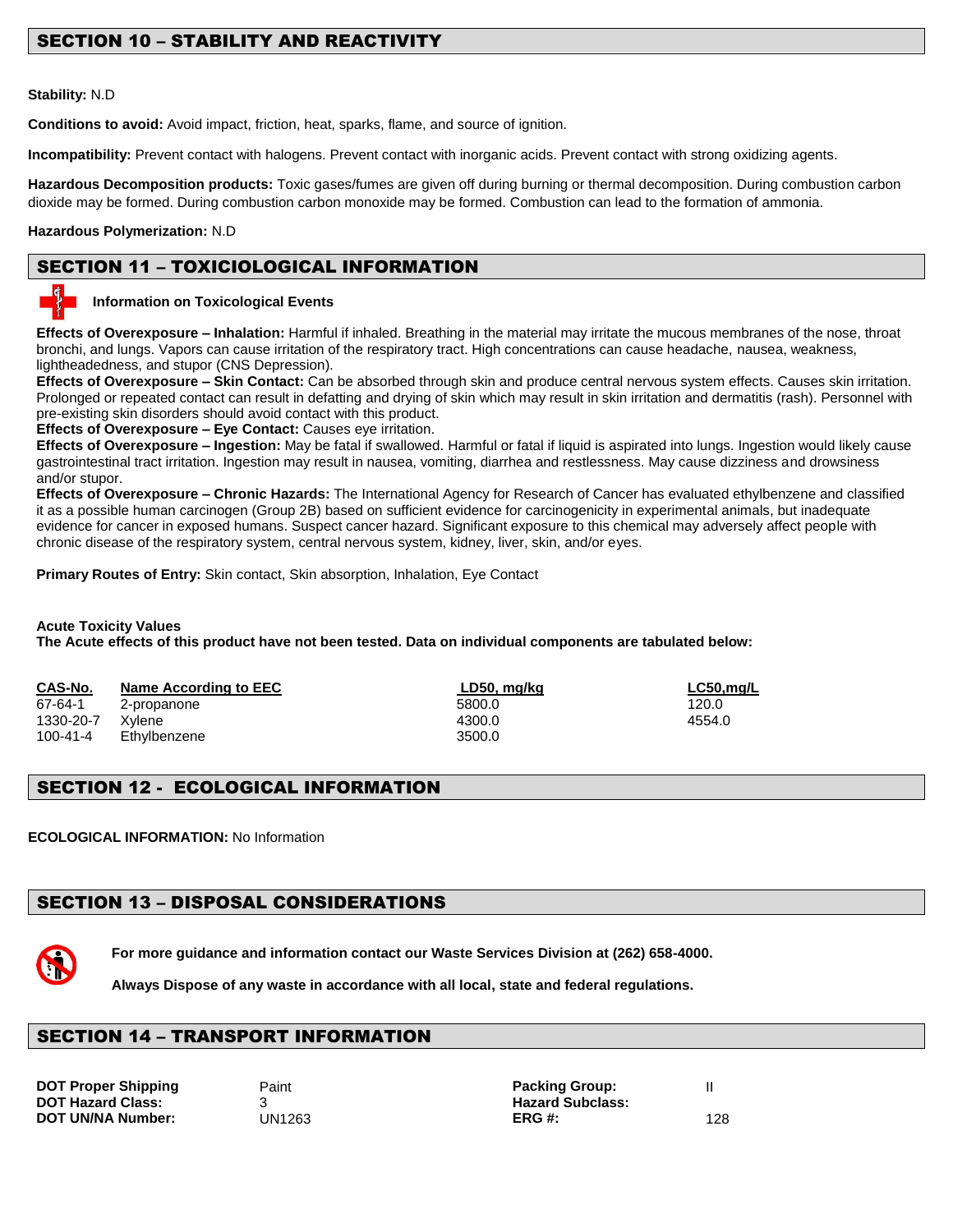## SECTION 10 – STABILITY AND REACTIVITY

**Stability:** N.D

**Conditions to avoid:** Avoid impact, friction, heat, sparks, flame, and source of ignition.

**Incompatibility:** Prevent contact with halogens. Prevent contact with inorganic acids. Prevent contact with strong oxidizing agents.

**Hazardous Decomposition products:** Toxic gases/fumes are given off during burning or thermal decomposition. During combustion carbon dioxide may be formed. During combustion carbon monoxide may be formed. Combustion can lead to the formation of ammonia.

**Hazardous Polymerization:** N.D

## SECTION 11 – TOXICIOLOGICAL INFORMATION

**Information on Toxicological Events**

**Effects of Overexposure – Inhalation:** Harmful if inhaled. Breathing in the material may irritate the mucous membranes of the nose, throat bronchi, and lungs. Vapors can cause irritation of the respiratory tract. High concentrations can cause headache, nausea, weakness, lightheadedness, and stupor (CNS Depression).
**Effects of Overexposure – Skin Contact:** Can be absorbed through skin and produce central nervous system effects. Causes skin irritation. Prolonged or repeated contact can result in defatting and drying of skin which may result in skin irritation and dermatitis (rash). Personnel with pre-existing skin disorders should avoid contact with this product.
**Effects of Overexposure – Eye Contact:** Causes eye irritation.
**Effects of Overexposure – Ingestion:** May be fatal if swallowed. Harmful or fatal if liquid is aspirated into lungs. Ingestion would likely cause gastrointestinal tract irritation. Ingestion may result in nausea, vomiting, diarrhea and restlessness. May cause dizziness and drowsiness and/or stupor.
**Effects of Overexposure – Chronic Hazards:** The International Agency for Research of Cancer has evaluated ethylbenzene and classified it as a possible human carcinogen (Group 2B) based on sufficient evidence for carcinogenicity in experimental animals, but inadequate evidence for cancer in exposed humans. Suspect cancer hazard. Significant exposure to this chemical may adversely affect people with chronic disease of the respiratory system, central nervous system, kidney, liver, skin, and/or eyes.

**Primary Routes of Entry:** Skin contact, Skin absorption, Inhalation, Eye Contact

**Acute Toxicity Values**
**The Acute effects of this product have not been tested. Data on individual components are tabulated below:**

| CAS-No. | Name According to EEC | LD50, mg/kg | LC50,mg/L |
|---|---|---|---|
| 67-64-1 | 2-propanone | 5800.0 | 120.0 |
| 1330-20-7 | Xylene | 4300.0 | 4554.0 |
| 100-41-4 | Ethylbenzene | 3500.0 | |

## SECTION 12 - ECOLOGICAL INFORMATION

**ECOLOGICAL INFORMATION:** No Information

## SECTION 13 – DISPOSAL CONSIDERATIONS

**For more guidance and information contact our Waste Services Division at (262) 658-4000.**

**Always Dispose of any waste in accordance with all local, state and federal regulations.**

## SECTION 14 – TRANSPORT INFORMATION

| | | | |
|---|---|---|---|
| **DOT Proper Shipping** | Paint | **Packing Group:** | II |
| **DOT Hazard Class:** | 3 | **Hazard Subclass:** | |
| **DOT UN/NA Number:** | UN1263 | **ERG #:** | 128 |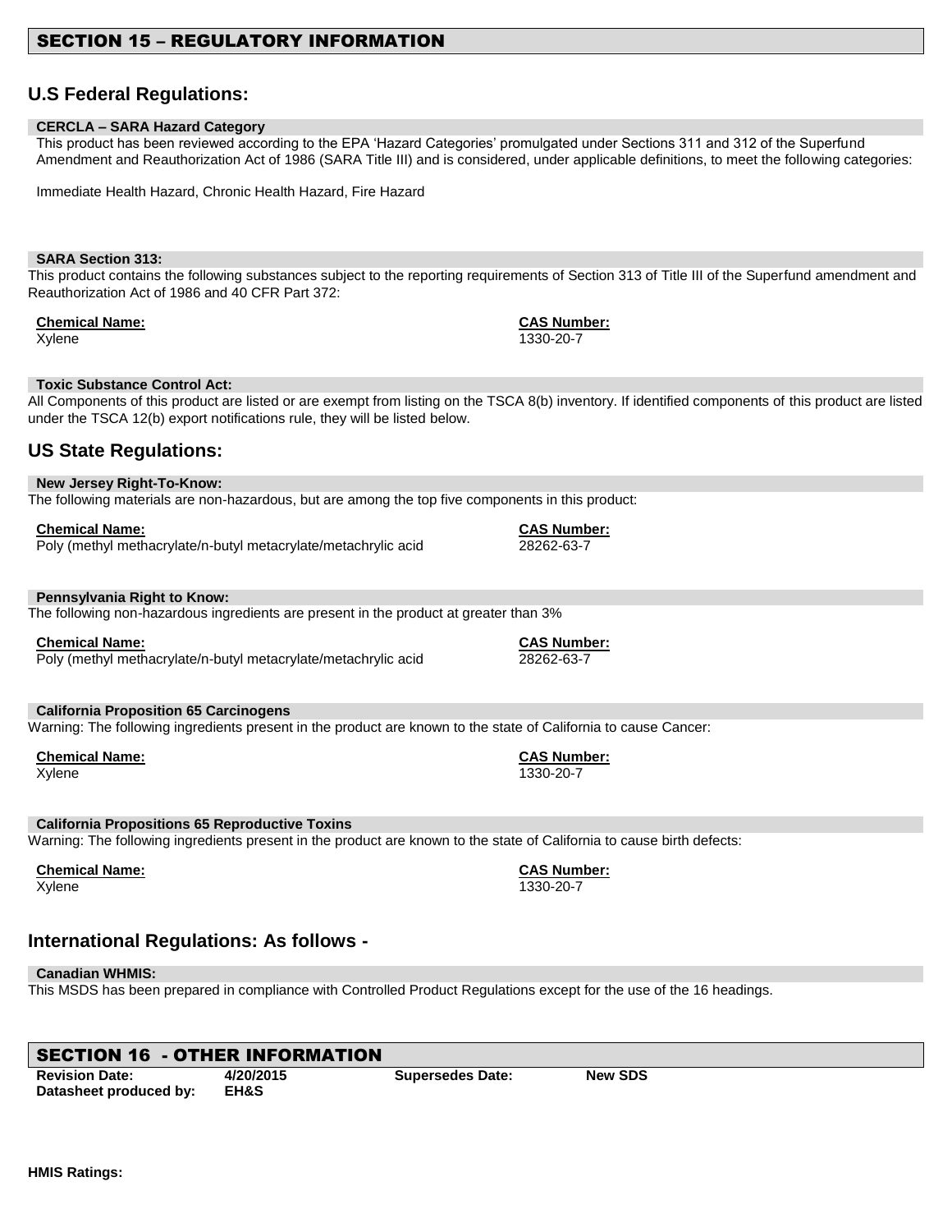## SECTION 15 – REGULATORY INFORMATION

### U.S Federal Regulations:

**CERCLA – SARA Hazard Category**

This product has been reviewed according to the EPA 'Hazard Categories' promulgated under Sections 311 and 312 of the Superfund Amendment and Reauthorization Act of 1986 (SARA Title III) and is considered, under applicable definitions, to meet the following categories:

Immediate Health Hazard, Chronic Health Hazard, Fire Hazard

**SARA Section 313:**

This product contains the following substances subject to the reporting requirements of Section 313 of Title III of the Superfund amendment and Reauthorization Act of 1986 and 40 CFR Part 372:

| Chemical Name: | CAS Number: |
| --- | --- |
| Xylene | 1330-20-7 |

**Toxic Substance Control Act:**

All Components of this product are listed or are exempt from listing on the TSCA 8(b) inventory. If identified components of this product are listed under the TSCA 12(b) export notifications rule, they will be listed below.

### US State Regulations:

**New Jersey Right-To-Know:**

The following materials are non-hazardous, but are among the top five components in this product:

| Chemical Name: | CAS Number: |
| --- | --- |
| Poly (methyl methacrylate/n-butyl metacrylate/metachrylic acid | 28262-63-7 |

**Pennsylvania Right to Know:**

The following non-hazardous ingredients are present in the product at greater than 3%

| Chemical Name: | CAS Number: |
| --- | --- |
| Poly (methyl methacrylate/n-butyl metacrylate/metachrylic acid | 28262-63-7 |

**California Proposition 65 Carcinogens**

Warning: The following ingredients present in the product are known to the state of California to cause Cancer:

| Chemical Name: | CAS Number: |
| --- | --- |
| Xylene | 1330-20-7 |

**California Propositions 65 Reproductive Toxins**

Warning: The following ingredients present in the product are known to the state of California to cause birth defects:

| Chemical Name: | CAS Number: |
| --- | --- |
| Xylene | 1330-20-7 |

### International Regulations: As follows -

**Canadian WHMIS:**

This MSDS has been prepared in compliance with Controlled Product Regulations except for the use of the 16 headings.

## SECTION 16 - OTHER INFORMATION

| | | | |
| --- | --- | --- | --- |
| **Revision Date:** | **4/20/2015** | **Supersedes Date:** | **New SDS** |
| **Datasheet produced by:** | **EH&S** | | |

**HMIS Ratings:**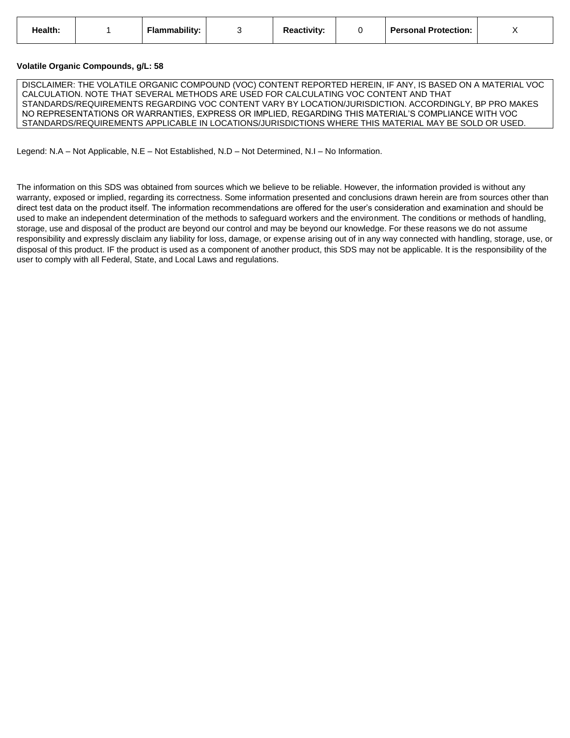| | | | | | | | |
|---|---|---|---|---|---|---|---|
| **Health:** | 1 | **Flammability:** | 3 | **Reactivity:** | 0 | **Personal Protection:** | X |

**Volatile Organic Compounds, g/L: 58**

DISCLAIMER: THE VOLATILE ORGANIC COMPOUND (VOC) CONTENT REPORTED HEREIN, IF ANY, IS BASED ON A MATERIAL VOC CALCULATION. NOTE THAT SEVERAL METHODS ARE USED FOR CALCULATING VOC CONTENT AND THAT STANDARDS/REQUIREMENTS REGARDING VOC CONTENT VARY BY LOCATION/JURISDICTION. ACCORDINGLY, BP PRO MAKES NO REPRESENTATIONS OR WARRANTIES, EXPRESS OR IMPLIED, REGARDING THIS MATERIAL'S COMPLIANCE WITH VOC STANDARDS/REQUIREMENTS APPLICABLE IN LOCATIONS/JURISDICTIONS WHERE THIS MATERIAL MAY BE SOLD OR USED.

Legend: N.A – Not Applicable, N.E – Not Established, N.D – Not Determined, N.I – No Information.

The information on this SDS was obtained from sources which we believe to be reliable. However, the information provided is without any warranty, exposed or implied, regarding its correctness. Some information presented and conclusions drawn herein are from sources other than direct test data on the product itself. The information recommendations are offered for the user's consideration and examination and should be used to make an independent determination of the methods to safeguard workers and the environment. The conditions or methods of handling, storage, use and disposal of the product are beyond our control and may be beyond our knowledge. For these reasons we do not assume responsibility and expressly disclaim any liability for loss, damage, or expense arising out of in any way connected with handling, storage, use, or disposal of this product. IF the product is used as a component of another product, this SDS may not be applicable. It is the responsibility of the user to comply with all Federal, State, and Local Laws and regulations.